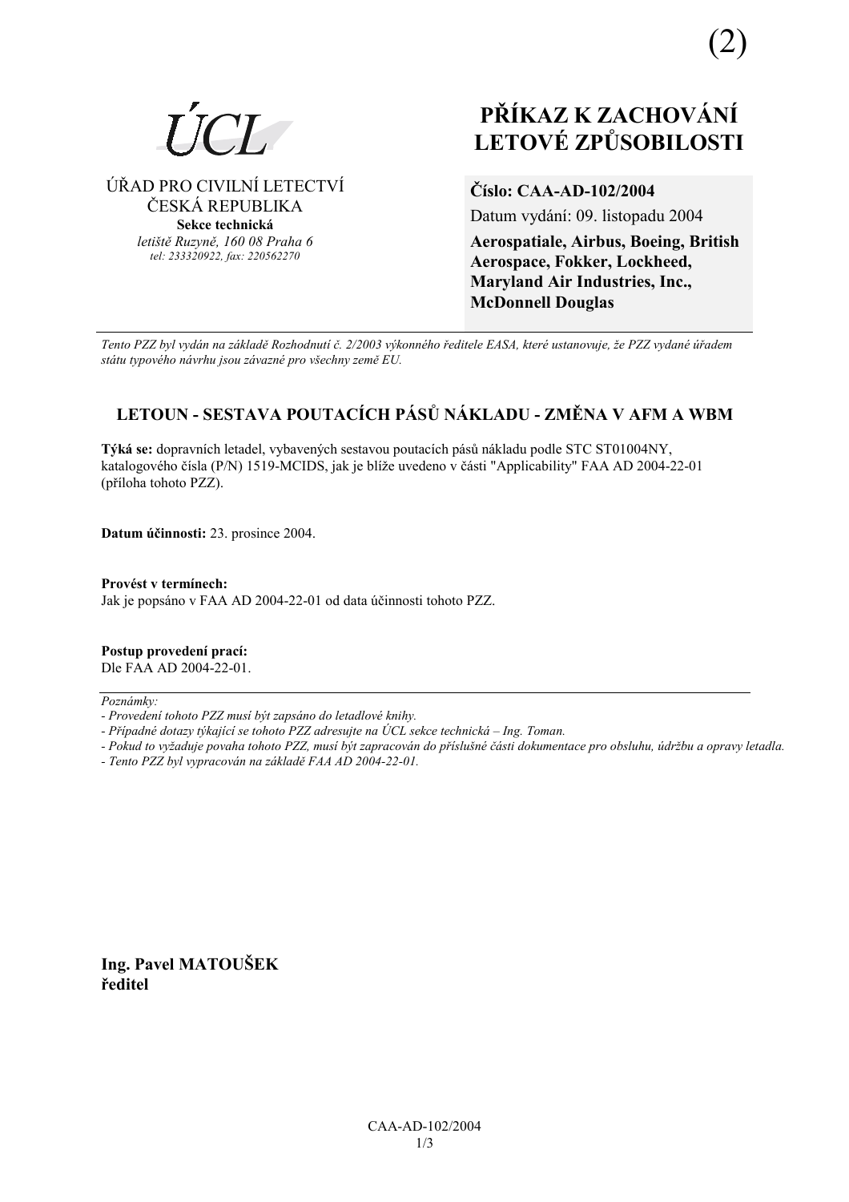(2)

ÚCL

ÚŘAD PRO CIVILNÍ LETECTVÍ
ČESKÁ REPUBLIKA
**Sekce technická**
*letiště Ruzyně, 160 08 Praha 6*
*tel: 233320922, fax: 220562270*

# PŘÍKAZ K ZACHOVÁNÍ LETOVÉ ZPŮSOBILOSTI

**Číslo: CAA-AD-102/2004**

Datum vydání: 09. listopadu 2004

**Aerospatiale, Airbus, Boeing, British Aerospace, Fokker, Lockheed, Maryland Air Industries, Inc., McDonnell Douglas**

*Tento PZZ byl vydán na základě Rozhodnutí č. 2/2003 výkonného ředitele EASA, které ustanovuje, že PZZ vydané úřadem státu typového návrhu jsou závazné pro všechny země EU.*

## LETOUN - SESTAVA POUTACÍCH PÁSŮ NÁKLADU - ZMĚNA V AFM A WBM

**Týká se:** dopravních letadel, vybavených sestavou poutacích pásů nákladu podle STC ST01004NY, katalogového čísla (P/N) 1519-MCIDS, jak je blíže uvedeno v části "Applicability" FAA AD 2004-22-01 (příloha tohoto PZZ).

**Datum účinnosti:** 23. prosince 2004.

**Provést v termínech:**
Jak je popsáno v FAA AD 2004-22-01 od data účinnosti tohoto PZZ.

**Postup provedení prací:**
Dle FAA AD 2004-22-01.

*Poznámky:*
*- Provedení tohoto PZZ musí být zapsáno do letadlové knihy.*
*- Případné dotazy týkající se tohoto PZZ adresujte na ÚCL sekce technická – Ing. Toman.*
*- Pokud to vyžaduje povaha tohoto PZZ, musí být zapracován do příslušné části dokumentace pro obsluhu, údržbu a opravy letadla.*
*- Tento PZZ byl vypracován na základě FAA AD 2004-22-01.*

**Ing. Pavel MATOUŠEK**
**ředitel**

CAA-AD-102/2004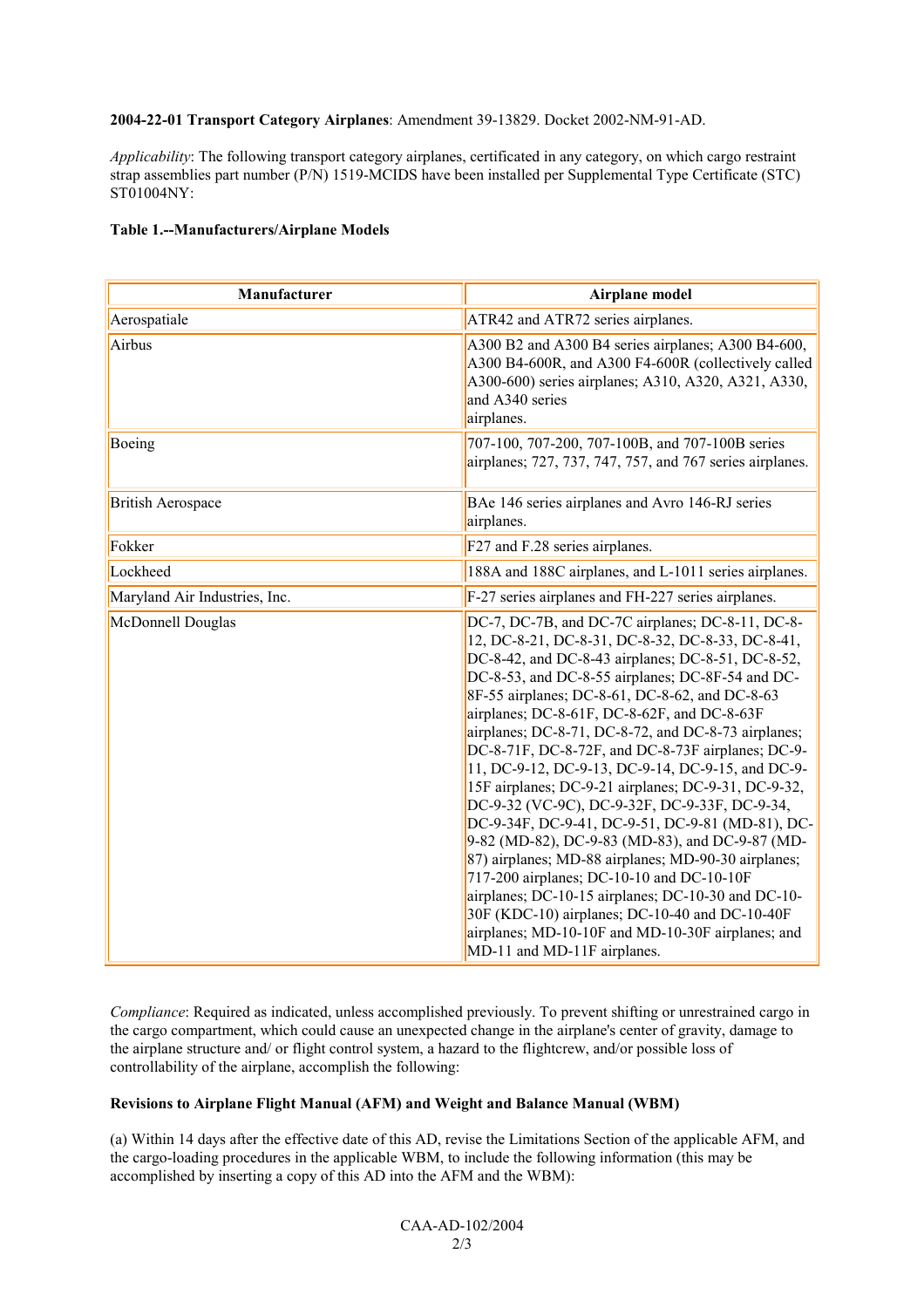**2004-22-01 Transport Category Airplanes**: Amendment 39-13829. Docket 2002-NM-91-AD.

*Applicability*: The following transport category airplanes, certificated in any category, on which cargo restraint strap assemblies part number (P/N) 1519-MCIDS have been installed per Supplemental Type Certificate (STC) ST01004NY:

**Table 1.--Manufacturers/Airplane Models**

| Manufacturer | Airplane model |
|---|---|
| Aerospatiale | ATR42 and ATR72 series airplanes. |
| Airbus | A300 B2 and A300 B4 series airplanes; A300 B4-600, A300 B4-600R, and A300 F4-600R (collectively called A300-600) series airplanes; A310, A320, A321, A330, and A340 series airplanes. |
| Boeing | 707-100, 707-200, 707-100B, and 707-100B series airplanes; 727, 737, 747, 757, and 767 series airplanes. |
| British Aerospace | BAe 146 series airplanes and Avro 146-RJ series airplanes. |
| Fokker | F27 and F.28 series airplanes. |
| Lockheed | 188A and 188C airplanes, and L-1011 series airplanes. |
| Maryland Air Industries, Inc. | F-27 series airplanes and FH-227 series airplanes. |
| McDonnell Douglas | DC-7, DC-7B, and DC-7C airplanes; DC-8-11, DC-8-12, DC-8-21, DC-8-31, DC-8-32, DC-8-33, DC-8-41, DC-8-42, and DC-8-43 airplanes; DC-8-51, DC-8-52, DC-8-53, and DC-8-55 airplanes; DC-8F-54 and DC-8F-55 airplanes; DC-8-61, DC-8-62, and DC-8-63 airplanes; DC-8-61F, DC-8-62F, and DC-8-63F airplanes; DC-8-71, DC-8-72, and DC-8-73 airplanes; DC-8-71F, DC-8-72F, and DC-8-73F airplanes; DC-9-11, DC-9-12, DC-9-13, DC-9-14, DC-9-15, and DC-9-15F airplanes; DC-9-21 airplanes; DC-9-31, DC-9-32, DC-9-32 (VC-9C), DC-9-32F, DC-9-33F, DC-9-34, DC-9-34F, DC-9-41, DC-9-51, DC-9-81 (MD-81), DC-9-82 (MD-82), DC-9-83 (MD-83), and DC-9-87 (MD-87) airplanes; MD-88 airplanes; MD-90-30 airplanes; 717-200 airplanes; DC-10-10 and DC-10-10F airplanes; DC-10-15 airplanes; DC-10-30 and DC-10-30F (KDC-10) airplanes; DC-10-40 and DC-10-40F airplanes; MD-10-10F and MD-10-30F airplanes; and MD-11 and MD-11F airplanes. |

*Compliance*: Required as indicated, unless accomplished previously. To prevent shifting or unrestrained cargo in the cargo compartment, which could cause an unexpected change in the airplane's center of gravity, damage to the airplane structure and/ or flight control system, a hazard to the flightcrew, and/or possible loss of controllability of the airplane, accomplish the following:

**Revisions to Airplane Flight Manual (AFM) and Weight and Balance Manual (WBM)**

(a) Within 14 days after the effective date of this AD, revise the Limitations Section of the applicable AFM, and the cargo-loading procedures in the applicable WBM, to include the following information (this may be accomplished by inserting a copy of this AD into the AFM and the WBM):

CAA-AD-102/2004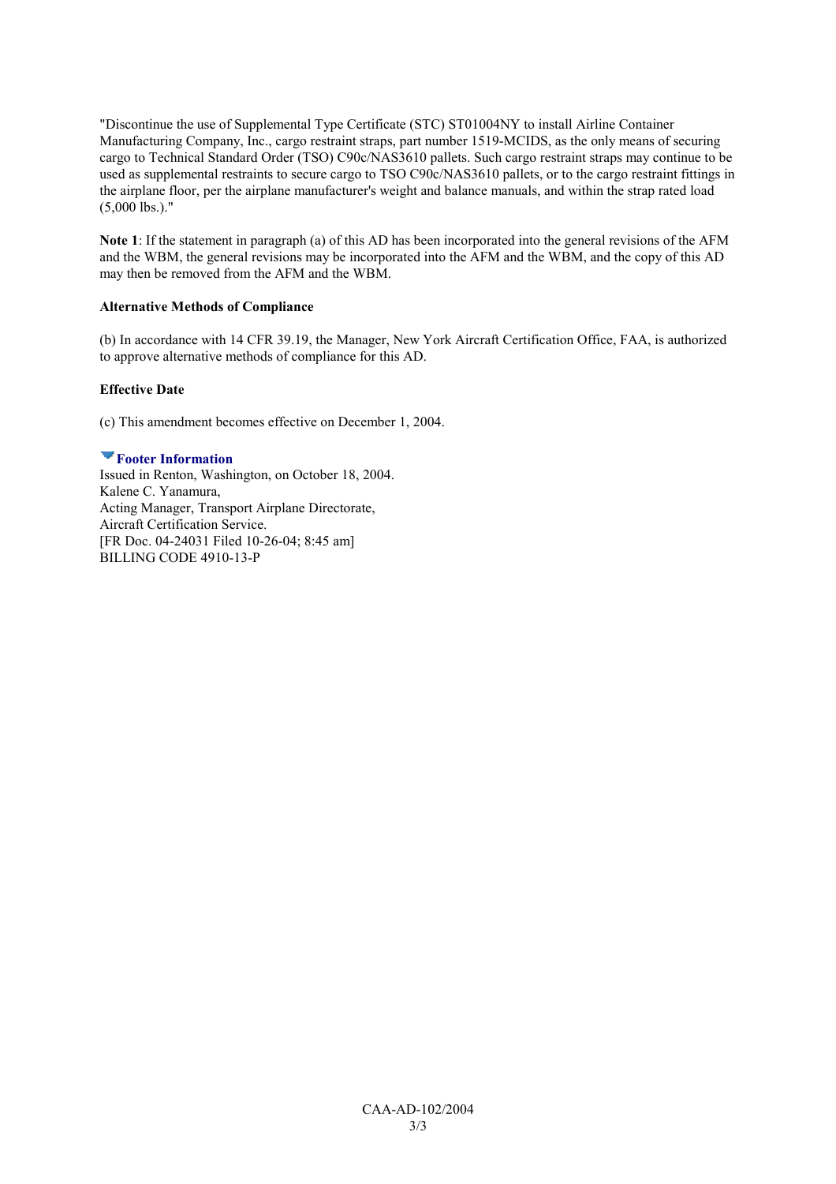"Discontinue the use of Supplemental Type Certificate (STC) ST01004NY to install Airline Container Manufacturing Company, Inc., cargo restraint straps, part number 1519-MCIDS, as the only means of securing cargo to Technical Standard Order (TSO) C90c/NAS3610 pallets. Such cargo restraint straps may continue to be used as supplemental restraints to secure cargo to TSO C90c/NAS3610 pallets, or to the cargo restraint fittings in the airplane floor, per the airplane manufacturer's weight and balance manuals, and within the strap rated load (5,000 lbs.)."

**Note 1**: If the statement in paragraph (a) of this AD has been incorporated into the general revisions of the AFM and the WBM, the general revisions may be incorporated into the AFM and the WBM, and the copy of this AD may then be removed from the AFM and the WBM.

**Alternative Methods of Compliance**

(b) In accordance with 14 CFR 39.19, the Manager, New York Aircraft Certification Office, FAA, is authorized to approve alternative methods of compliance for this AD.

**Effective Date**

(c) This amendment becomes effective on December 1, 2004.

**Footer Information**

Issued in Renton, Washington, on October 18, 2004.
Kalene C. Yanamura,
Acting Manager, Transport Airplane Directorate,
Aircraft Certification Service.
[FR Doc. 04-24031 Filed 10-26-04; 8:45 am]
BILLING CODE 4910-13-P